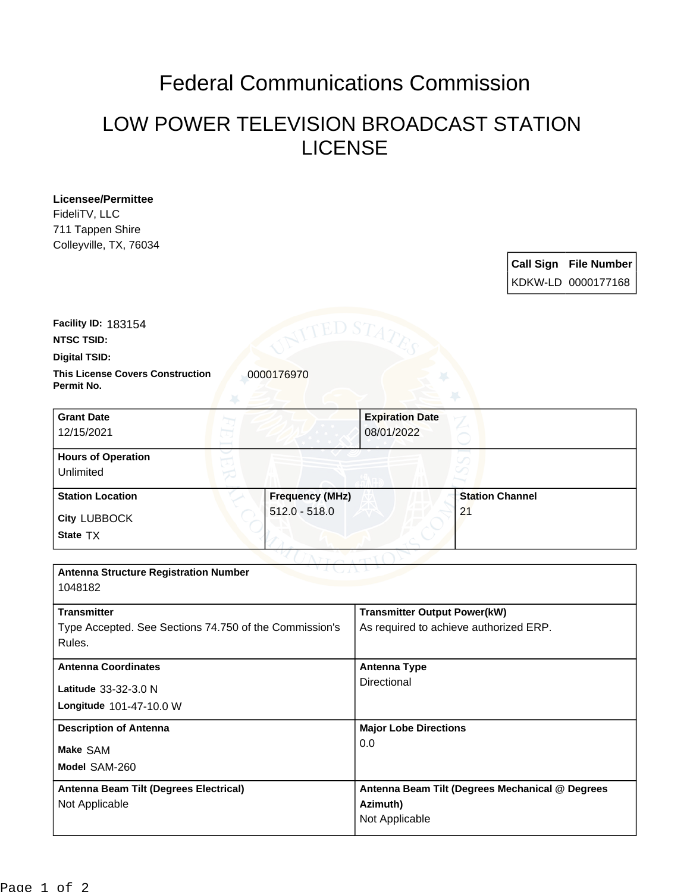# Federal Communications Commission

## LOW POWER TELEVISION BROADCAST STATION LICENSE

**Licensee/Permittee**
FideliTV, LLC
711 Tappen Shire
Colleyville, TX, 76034

| Call Sign | File Number |
| --- | --- |
| KDKW-LD | 0000177168 |

**Facility ID:** 183154

**NTSC TSID:**

**Digital TSID:**

**This License Covers Construction Permit No.** 0000176970

| Grant Date | Expiration Date |
| --- | --- |
| 12/15/2021 | 08/01/2022 |

**Hours of Operation**
Unlimited

| Station Location | Frequency (MHz) | Station Channel |
| --- | --- | --- |
| City LUBBOCK<br>State TX | 512.0 - 518.0 | 21 |

**Antenna Structure Registration Number**
1048182

| Transmitter | Transmitter Output Power(kW) |
| --- | --- |
| Type Accepted. See Sections 74.750 of the Commission's Rules. | As required to achieve authorized ERP. |

| Antenna Coordinates | Antenna Type |
| --- | --- |
| Latitude 33-32-3.0 N<br>Longitude 101-47-10.0 W | Directional |

| Description of Antenna | Major Lobe Directions |
| --- | --- |
| Make SAM<br>Model SAM-260 | 0.0 |

| Antenna Beam Tilt (Degrees Electrical) | Antenna Beam Tilt (Degrees Mechanical @ Degrees Azimuth) |
| --- | --- |
| Not Applicable | Not Applicable |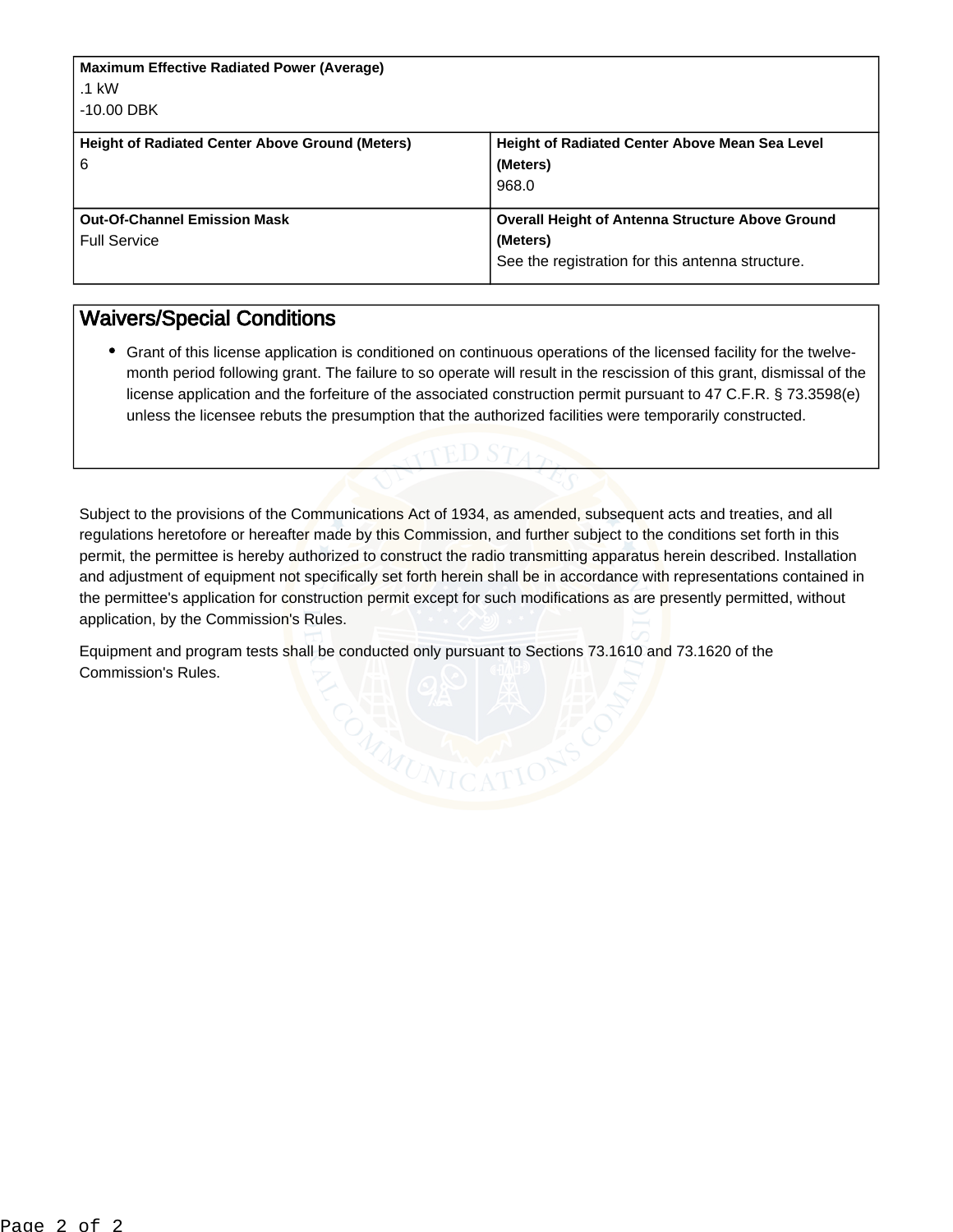| | |
|---|---|
| **Maximum Effective Radiated Power (Average)**<br>.1 kW<br>-10.00 DBK | |
| **Height of Radiated Center Above Ground (Meters)**<br>6 | **Height of Radiated Center Above Mean Sea Level (Meters)**<br>968.0 |
| **Out-Of-Channel Emission Mask**<br>Full Service | **Overall Height of Antenna Structure Above Ground (Meters)**<br>See the registration for this antenna structure. |

## Waivers/Special Conditions

- Grant of this license application is conditioned on continuous operations of the licensed facility for the twelve-month period following grant. The failure to so operate will result in the rescission of this grant, dismissal of the license application and the forfeiture of the associated construction permit pursuant to 47 C.F.R. § 73.3598(e) unless the licensee rebuts the presumption that the authorized facilities were temporarily constructed.

Subject to the provisions of the Communications Act of 1934, as amended, subsequent acts and treaties, and all regulations heretofore or hereafter made by this Commission, and further subject to the conditions set forth in this permit, the permittee is hereby authorized to construct the radio transmitting apparatus herein described. Installation and adjustment of equipment not specifically set forth herein shall be in accordance with representations contained in the permittee's application for construction permit except for such modifications as are presently permitted, without application, by the Commission's Rules.

Equipment and program tests shall be conducted only pursuant to Sections 73.1610 and 73.1620 of the Commission's Rules.